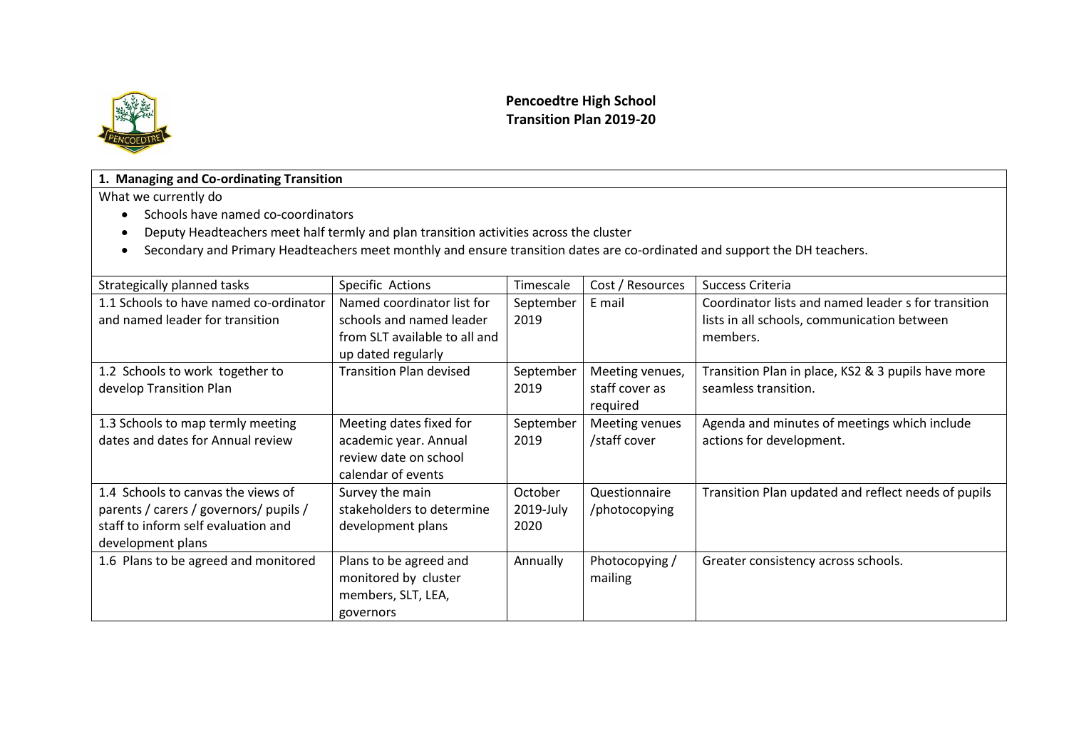# Pencoedtre High School
## Transition Plan 2019-20

| **1. Managing and Co-ordinating Transition** | | | | |
|---|---|---|---|---|

What we currently do

- Schools have named co-coordinators
- Deputy Headteachers meet half termly and plan transition activities across the cluster
- Secondary and Primary Headteachers meet monthly and ensure transition dates are co-ordinated and support the DH teachers.

| Strategically planned tasks | Specific Actions | Timescale | Cost / Resources | Success Criteria |
|---|---|---|---|---|
| 1.1 Schools to have named co-ordinator and named leader for transition | Named coordinator list for schools and named leader from SLT available to all and up dated regularly | September 2019 | E mail | Coordinator lists and named leader s for transition lists in all schools, communication between members. |
| 1.2 Schools to work together to develop Transition Plan | Transition Plan devised | September 2019 | Meeting venues, staff cover as required | Transition Plan in place, KS2 & 3 pupils have more seamless transition. |
| 1.3 Schools to map termly meeting dates and dates for Annual review | Meeting dates fixed for academic year. Annual review date on school calendar of events | September 2019 | Meeting venues /staff cover | Agenda and minutes of meetings which include actions for development. |
| 1.4 Schools to canvas the views of parents / carers / governors/ pupils / staff to inform self evaluation and development plans | Survey the main stakeholders to determine development plans | October 2019-July 2020 | Questionnaire /photocopying | Transition Plan updated and reflect needs of pupils |
| 1.6 Plans to be agreed and monitored | Plans to be agreed and monitored by cluster members, SLT, LEA, governors | Annually | Photocopying / mailing | Greater consistency across schools. |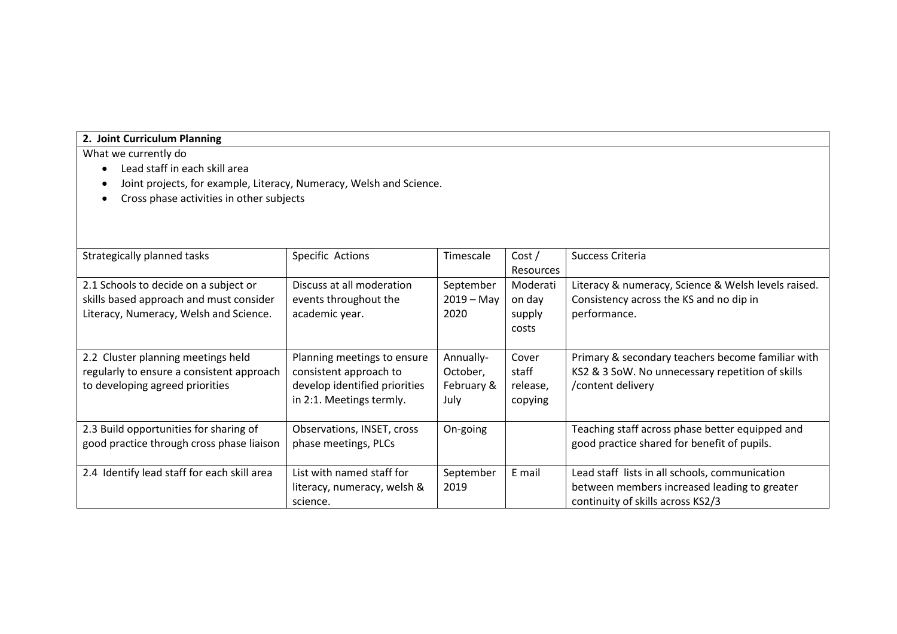**2. Joint Curriculum Planning**

What we currently do

- Lead staff in each skill area
- Joint projects, for example, Literacy, Numeracy, Welsh and Science.
- Cross phase activities in other subjects

| Strategically planned tasks | Specific Actions | Timescale | Cost / Resources | Success Criteria |
|---|---|---|---|---|
| 2.1 Schools to decide on a subject or skills based approach and must consider Literacy, Numeracy, Welsh and Science. | Discuss at all moderation events throughout the academic year. | September 2019 – May 2020 | Moderation day supply costs | Literacy & numeracy, Science & Welsh levels raised. Consistency across the KS and no dip in performance. |
| 2.2 Cluster planning meetings held regularly to ensure a consistent approach to developing agreed priorities | Planning meetings to ensure consistent approach to develop identified priorities in 2:1. Meetings termly. | Annually- October, February & July | Cover staff release, copying | Primary & secondary teachers become familiar with KS2 & 3 SoW. No unnecessary repetition of skills /content delivery |
| 2.3 Build opportunities for sharing of good practice through cross phase liaison | Observations, INSET, cross phase meetings, PLCs | On-going | | Teaching staff across phase better equipped and good practice shared for benefit of pupils. |
| 2.4 Identify lead staff for each skill area | List with named staff for literacy, numeracy, welsh & science. | September 2019 | E mail | Lead staff lists in all schools, communication between members increased leading to greater continuity of skills across KS2/3 |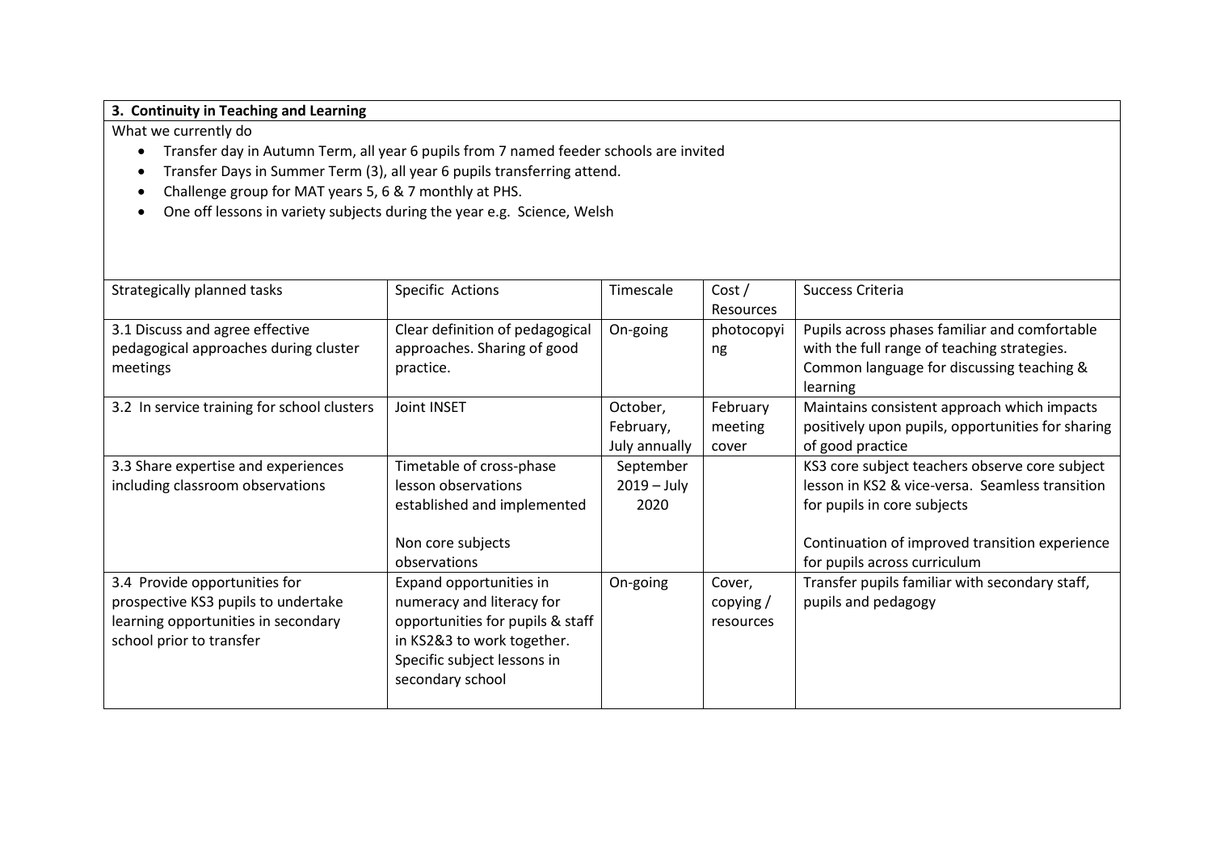**3. Continuity in Teaching and Learning**

What we currently do

- Transfer day in Autumn Term, all year 6 pupils from 7 named feeder schools are invited
- Transfer Days in Summer Term (3), all year 6 pupils transferring attend.
- Challenge group for MAT years 5, 6 & 7 monthly at PHS.
- One off lessons in variety subjects during the year e.g. Science, Welsh

| Strategically planned tasks | Specific Actions | Timescale | Cost / Resources | Success Criteria |
|---|---|---|---|---|
| 3.1 Discuss and agree effective pedagogical approaches during cluster meetings | Clear definition of pedagogical approaches. Sharing of good practice. | On-going | photocopying | Pupils across phases familiar and comfortable with the full range of teaching strategies. Common language for discussing teaching & learning |
| 3.2 In service training for school clusters | Joint INSET | October, February, July annually | February meeting cover | Maintains consistent approach which impacts positively upon pupils, opportunities for sharing of good practice |
| 3.3 Share expertise and experiences including classroom observations | Timetable of cross-phase lesson observations established and implemented<br><br>Non core subjects observations | September 2019 – July 2020 | | KS3 core subject teachers observe core subject lesson in KS2 & vice-versa. Seamless transition for pupils in core subjects<br><br>Continuation of improved transition experience for pupils across curriculum |
| 3.4 Provide opportunities for prospective KS3 pupils to undertake learning opportunities in secondary school prior to transfer | Expand opportunities in numeracy and literacy for opportunities for pupils & staff in KS2&3 to work together. Specific subject lessons in secondary school | On-going | Cover, copying / resources | Transfer pupils familiar with secondary staff, pupils and pedagogy |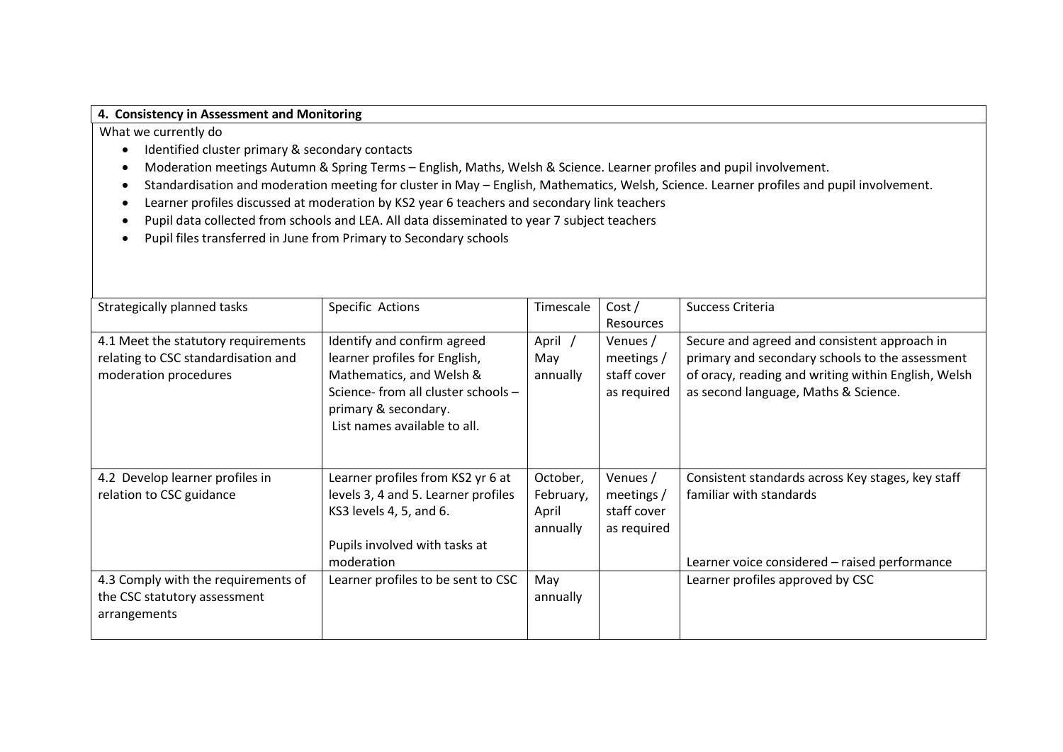**4. Consistency in Assessment and Monitoring**

What we currently do

- Identified cluster primary & secondary contacts
- Moderation meetings Autumn & Spring Terms – English, Maths, Welsh & Science. Learner profiles and pupil involvement.
- Standardisation and moderation meeting for cluster in May – English, Mathematics, Welsh, Science. Learner profiles and pupil involvement.
- Learner profiles discussed at moderation by KS2 year 6 teachers and secondary link teachers
- Pupil data collected from schools and LEA. All data disseminated to year 7 subject teachers
- Pupil files transferred in June from Primary to Secondary schools

| Strategically planned tasks | Specific Actions | Timescale | Cost / Resources | Success Criteria |
|---|---|---|---|---|
| 4.1 Meet the statutory requirements relating to CSC standardisation and moderation procedures | Identify and confirm agreed learner profiles for English, Mathematics, and Welsh & Science- from all cluster schools – primary & secondary.<br>List names available to all. | April / May annually | Venues / meetings / staff cover as required | Secure and agreed and consistent approach in primary and secondary schools to the assessment of oracy, reading and writing within English, Welsh as second language, Maths & Science. |
| 4.2 Develop learner profiles in relation to CSC guidance | Learner profiles from KS2 yr 6 at levels 3, 4 and 5. Learner profiles KS3 levels 4, 5, and 6.<br><br>Pupils involved with tasks at moderation | October, February, April annually | Venues / meetings / staff cover as required | Consistent standards across Key stages, key staff familiar with standards<br><br>Learner voice considered – raised performance |
| 4.3 Comply with the requirements of the CSC statutory assessment arrangements | Learner profiles to be sent to CSC | May annually | | Learner profiles approved by CSC |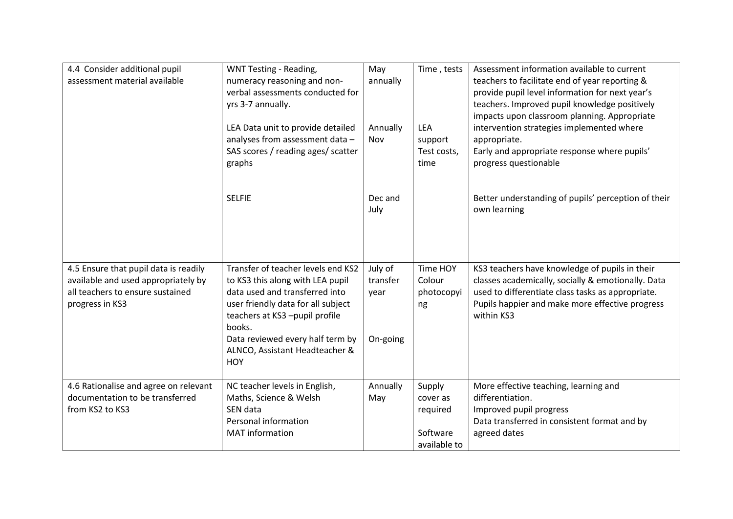| 4.4 Consider additional pupil assessment material available | WNT Testing - Reading, numeracy reasoning and non-verbal assessments conducted for yrs 3-7 annually.<br><br>LEA Data unit to provide detailed analyses from assessment data – SAS scores / reading ages/ scatter graphs<br><br>SELFIE | May annually<br><br>Annually Nov<br><br>Dec and July | Time , tests<br><br>LEA support Test costs, time | Assessment information available to current teachers to facilitate end of year reporting & provide pupil level information for next year's teachers. Improved pupil knowledge positively impacts upon classroom planning. Appropriate intervention strategies implemented where appropriate.<br>Early and appropriate response where pupils' progress questionable<br><br>Better understanding of pupils' perception of their own learning |
|---|---|---|---|---|
| 4.5 Ensure that pupil data is readily available and used appropriately by all teachers to ensure sustained progress in KS3 | Transfer of teacher levels end KS2 to KS3 this along with LEA pupil data used and transferred into user friendly data for all subject teachers at KS3 –pupil profile books.<br>Data reviewed every half term by ALNCO, Assistant Headteacher & HOY | July of transfer year<br><br>On-going | Time HOY Colour photocopying | KS3 teachers have knowledge of pupils in their classes academically, socially & emotionally. Data used to differentiate class tasks as appropriate. Pupils happier and make more effective progress within KS3 |
| 4.6 Rationalise and agree on relevant documentation to be transferred from KS2 to KS3 | NC teacher levels in English, Maths, Science & Welsh<br>SEN data<br>Personal information<br>MAT information | Annually May | Supply cover as required<br><br>Software available to | More effective teaching, learning and differentiation.<br>Improved pupil progress<br>Data transferred in consistent format and by agreed dates |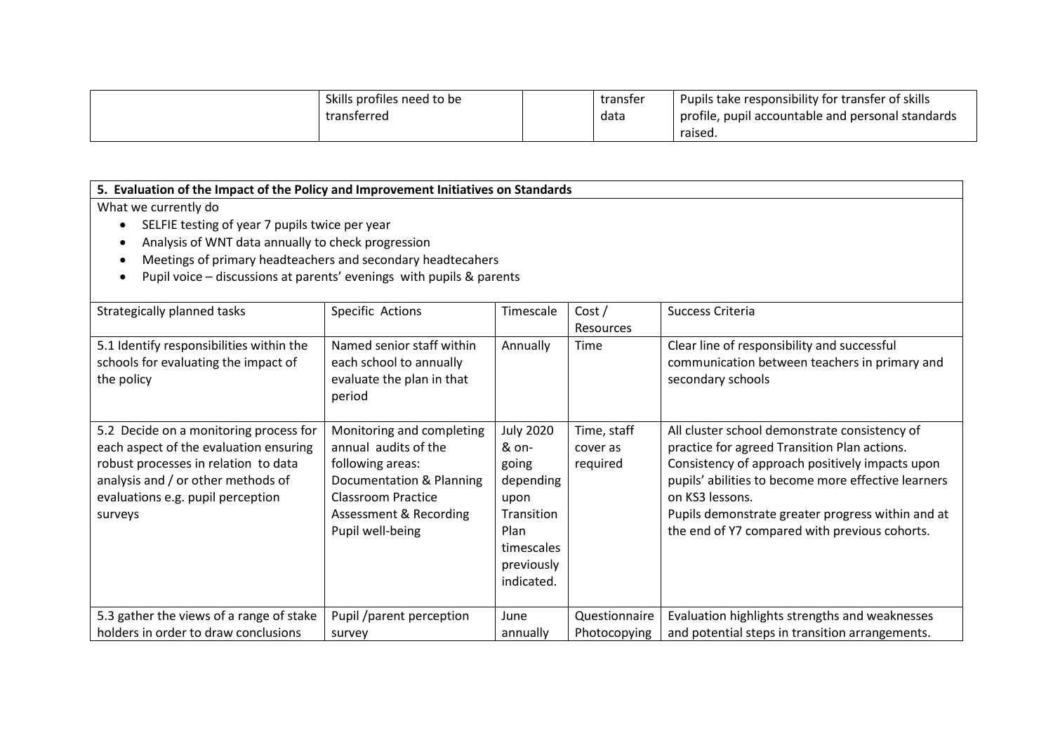| | Skills profiles need to be transferred | | transfer data | Pupils take responsibility for transfer of skills profile, pupil accountable and personal standards raised. |
|---|---|---|---|---|

**5. Evaluation of the Impact of the Policy and Improvement Initiatives on Standards**

What we currently do

- SELFIE testing of year 7 pupils twice per year
- Analysis of WNT data annually to check progression
- Meetings of primary headteachers and secondary headtecahers
- Pupil voice – discussions at parents' evenings with pupils & parents

| Strategically planned tasks | Specific Actions | Timescale | Cost / Resources | Success Criteria |
|---|---|---|---|---|
| 5.1 Identify responsibilities within the schools for evaluating the impact of the policy | Named senior staff within each school to annually evaluate the plan in that period | Annually | Time | Clear line of responsibility and successful communication between teachers in primary and secondary schools |
| 5.2 Decide on a monitoring process for each aspect of the evaluation ensuring robust processes in relation to data analysis and / or other methods of evaluations e.g. pupil perception surveys | Monitoring and completing annual audits of the following areas: Documentation & Planning Classroom Practice Assessment & Recording Pupil well-being | July 2020 & on-going depending upon Transition Plan timescales previously indicated. | Time, staff cover as required | All cluster school demonstrate consistency of practice for agreed Transition Plan actions. Consistency of approach positively impacts upon pupils' abilities to become more effective learners on KS3 lessons. Pupils demonstrate greater progress within and at the end of Y7 compared with previous cohorts. |
| 5.3 gather the views of a range of stake holders in order to draw conclusions | Pupil /parent perception survey | June annually | Questionnaire Photocopying | Evaluation highlights strengths and weaknesses and potential steps in transition arrangements. |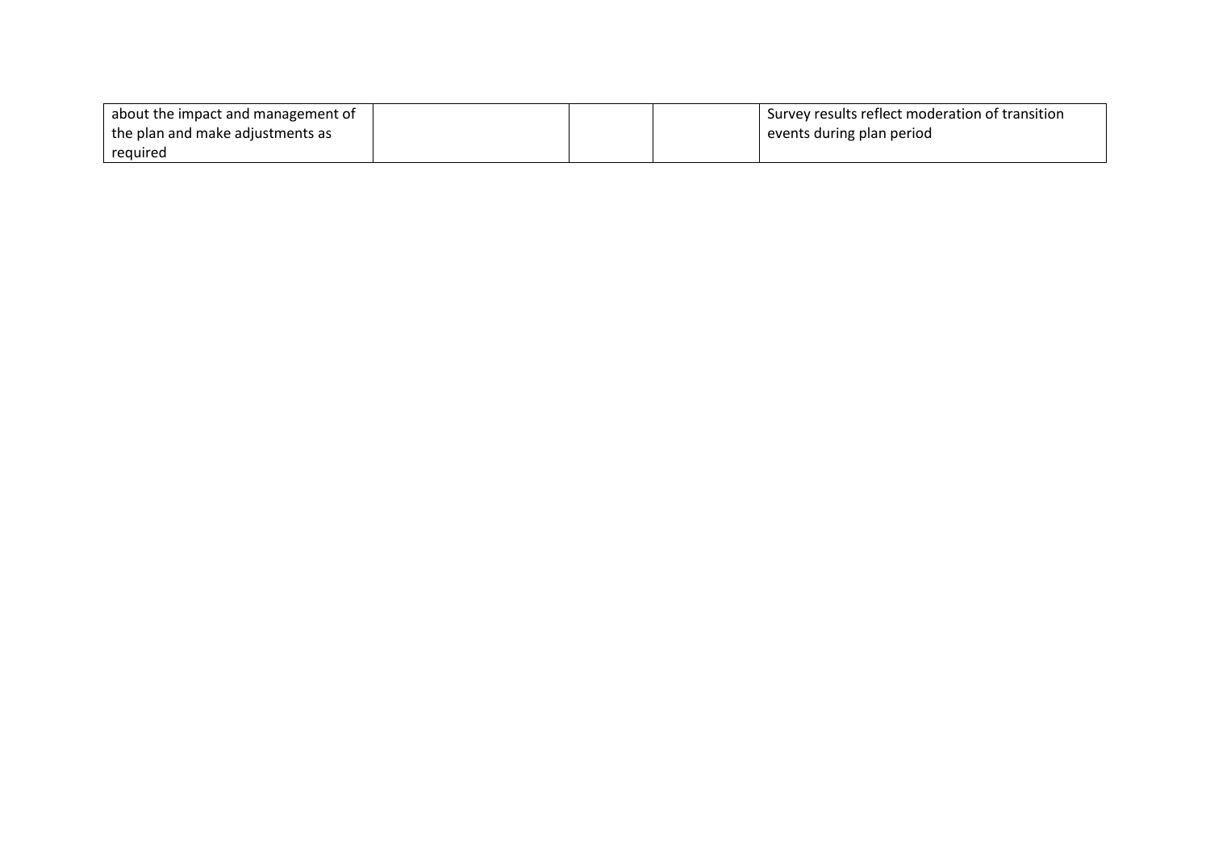| | | | | |
|---|---|---|---|---|
| about the impact and management of the plan and make adjustments as required | | | | Survey results reflect moderation of transition events during plan period |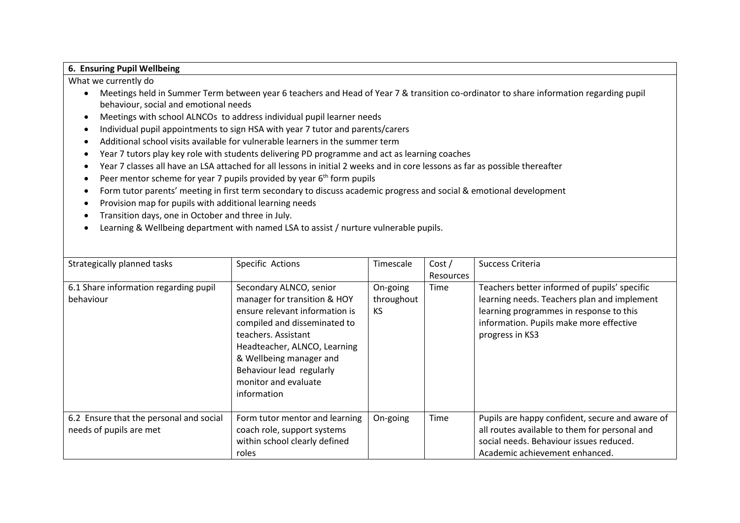**6. Ensuring Pupil Wellbeing**

What we currently do

- Meetings held in Summer Term between year 6 teachers and Head of Year 7 & transition co-ordinator to share information regarding pupil behaviour, social and emotional needs
- Meetings with school ALNCOs to address individual pupil learner needs
- Individual pupil appointments to sign HSA with year 7 tutor and parents/carers
- Additional school visits available for vulnerable learners in the summer term
- Year 7 tutors play key role with students delivering PD programme and act as learning coaches
- Year 7 classes all have an LSA attached for all lessons in initial 2 weeks and in core lessons as far as possible thereafter
- Peer mentor scheme for year 7 pupils provided by year 6th form pupils
- Form tutor parents' meeting in first term secondary to discuss academic progress and social & emotional development
- Provision map for pupils with additional learning needs
- Transition days, one in October and three in July.
- Learning & Wellbeing department with named LSA to assist / nurture vulnerable pupils.

| Strategically planned tasks | Specific Actions | Timescale | Cost / Resources | Success Criteria |
|---|---|---|---|---|
| 6.1 Share information regarding pupil behaviour | Secondary ALNCO, senior manager for transition & HOY ensure relevant information is compiled and disseminated to teachers. Assistant Headteacher, ALNCO, Learning & Wellbeing manager and Behaviour lead regularly monitor and evaluate information | On-going throughout KS | Time | Teachers better informed of pupils' specific learning needs. Teachers plan and implement learning programmes in response to this information. Pupils make more effective progress in KS3 |
| 6.2 Ensure that the personal and social needs of pupils are met | Form tutor mentor and learning coach role, support systems within school clearly defined roles | On-going | Time | Pupils are happy confident, secure and aware of all routes available to them for personal and social needs. Behaviour issues reduced. Academic achievement enhanced. |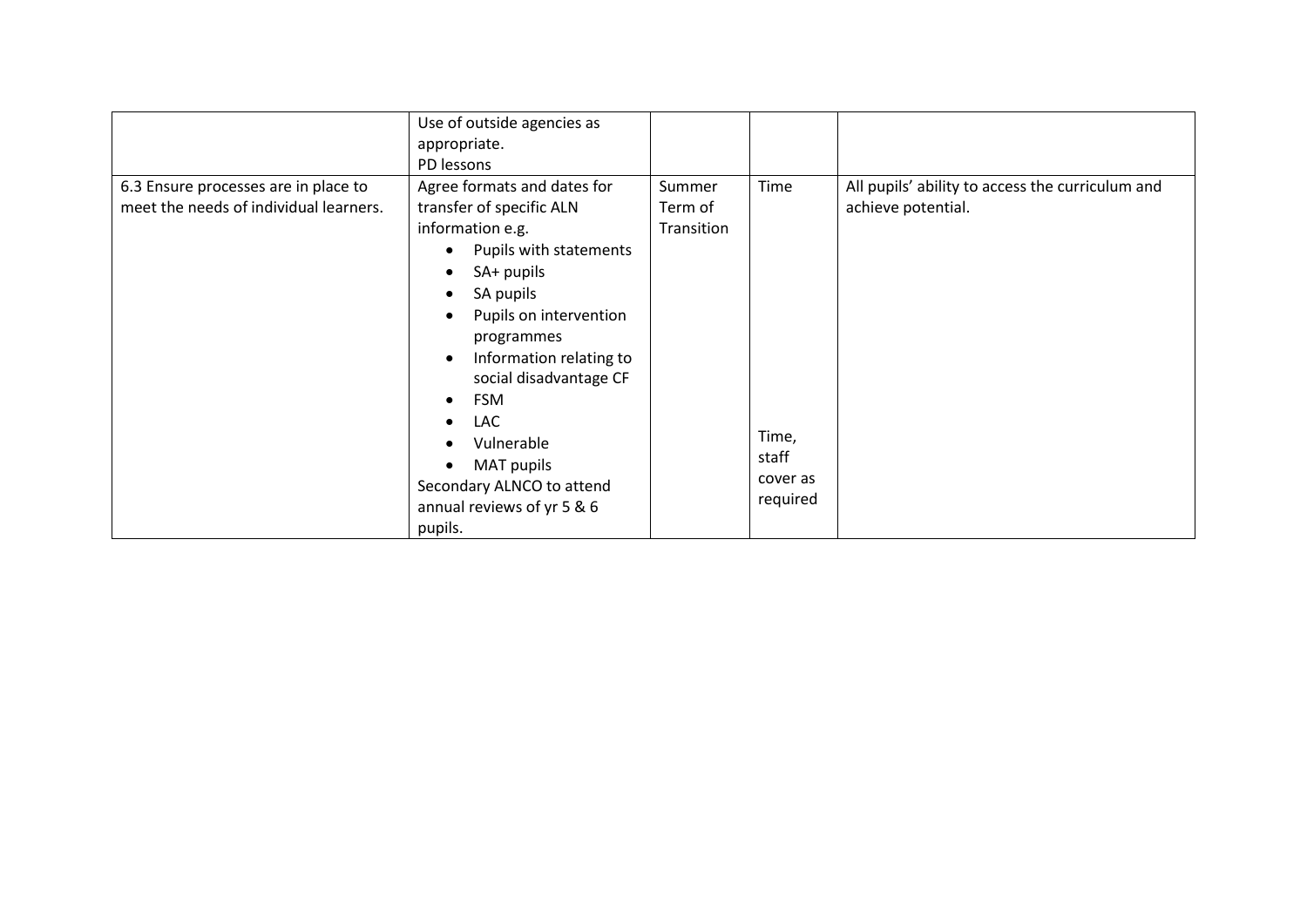| | | | | |
|---|---|---|---|---|
| | Use of outside agencies as appropriate.<br>PD lessons | | | |
| 6.3 Ensure processes are in place to meet the needs of individual learners. | Agree formats and dates for transfer of specific ALN information e.g.<br>• Pupils with statements<br>• SA+ pupils<br>• SA pupils<br>• Pupils on intervention programmes<br>• Information relating to social disadvantage CF<br>• FSM<br>• LAC<br>• Vulnerable<br>• MAT pupils<br>Secondary ALNCO to attend annual reviews of yr 5 & 6 pupils. | Summer Term of Transition | Time<br><br>Time, staff cover as required | All pupils' ability to access the curriculum and achieve potential. |